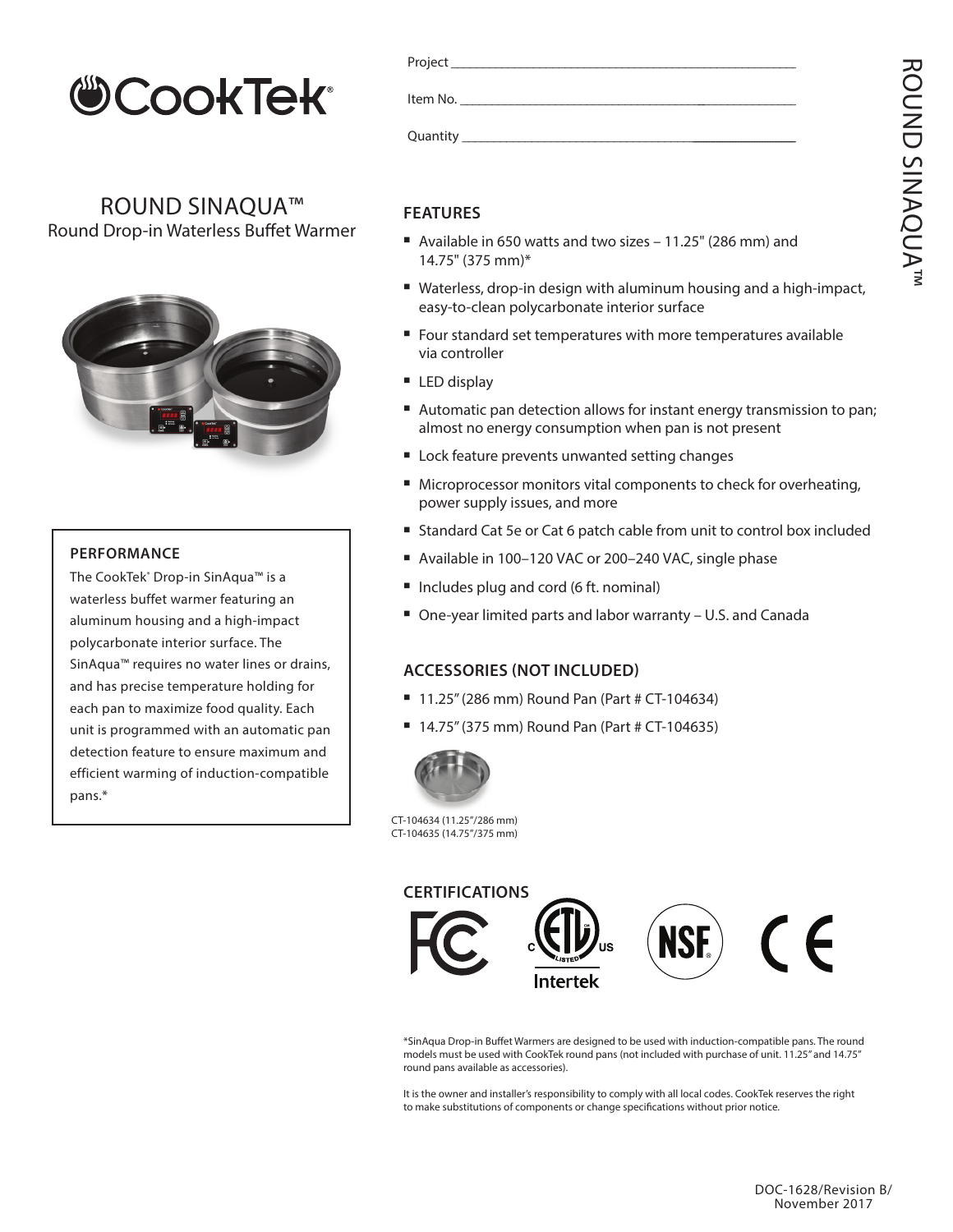# CookTek®

Project ______________________________

Item No. ______________________________

Quantity ______________________________

## ROUND SINAQUA™

Round Drop-in Waterless Buffet Warmer

### PERFORMANCE

The CookTek® Drop-in SinAqua™ is a waterless buffet warmer featuring an aluminum housing and a high-impact polycarbonate interior surface. The SinAqua™ requires no water lines or drains, and has precise temperature holding for each pan to maximize food quality. Each unit is programmed with an automatic pan detection feature to ensure maximum and efficient warming of induction-compatible pans.*

### FEATURES

- Available in 650 watts and two sizes – 11.25" (286 mm) and 14.75" (375 mm)*
- Waterless, drop-in design with aluminum housing and a high-impact, easy-to-clean polycarbonate interior surface
- Four standard set temperatures with more temperatures available via controller
- LED display
- Automatic pan detection allows for instant energy transmission to pan; almost no energy consumption when pan is not present
- Lock feature prevents unwanted setting changes
- Microprocessor monitors vital components to check for overheating, power supply issues, and more
- Standard Cat 5e or Cat 6 patch cable from unit to control box included
- Available in 100–120 VAC or 200–240 VAC, single phase
- Includes plug and cord (6 ft. nominal)
- One-year limited parts and labor warranty – U.S. and Canada

### ACCESSORIES (NOT INCLUDED)

- 11.25" (286 mm) Round Pan (Part # CT-104634)
- 14.75" (375 mm) Round Pan (Part # CT-104635)

CT-104634 (11.25"/286 mm)
CT-104635 (14.75"/375 mm)

### CERTIFICATIONS

FC, ETL Listed (C US) Intertek, NSF, CE

*SinAqua Drop-in Buffet Warmers are designed to be used with induction-compatible pans. The round models must be used with CookTek round pans (not included with purchase of unit. 11.25" and 14.75" round pans available as accessories).

It is the owner and installer's responsibility to comply with all local codes. CookTek reserves the right to make substitutions of components or change specifications without prior notice.

DOC-1628/Revision B/
November 2017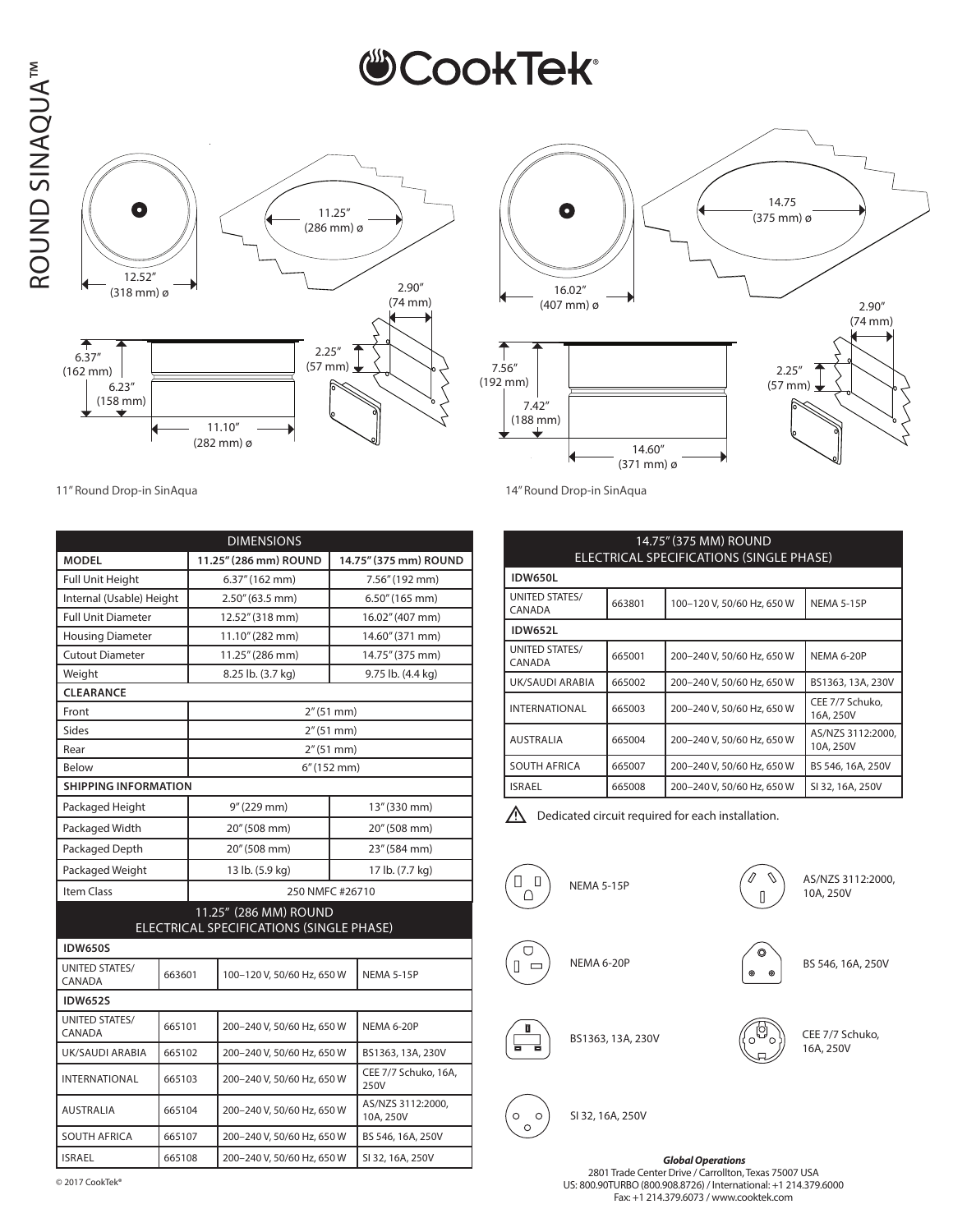# CookTek

ROUND SINAQUA™

12.52″ (318 mm) ø

11.25″ (286 mm) ø

2.90″ (74 mm)

6.37″ (162 mm)

6.23″ (158 mm)

2.25″ (57 mm)

11.10″ (282 mm) ø

11″ Round Drop-in SinAqua

16.02″ (407 mm) ø

14.75 (375 mm) ø

2.90″ (74 mm)

7.56″ (192 mm)

7.42″ (188 mm)

2.25″ (57 mm)

14.60″ (371 mm) ø

14″ Round Drop-in SinAqua

| DIMENSIONS | | |
|---|---|---|
| **MODEL** | **11.25″ (286 mm) ROUND** | **14.75″ (375 mm) ROUND** |
| Full Unit Height | 6.37″ (162 mm) | 7.56″ (192 mm) |
| Internal (Usable) Height | 2.50″ (63.5 mm) | 6.50″ (165 mm) |
| Full Unit Diameter | 12.52″ (318 mm) | 16.02″ (407 mm) |
| Housing Diameter | 11.10″ (282 mm) | 14.60″ (371 mm) |
| Cutout Diameter | 11.25″ (286 mm) | 14.75″ (375 mm) |
| Weight | 8.25 lb. (3.7 kg) | 9.75 lb. (4.4 kg) |
| **CLEARANCE** | | |
| Front | 2″ (51 mm) | |
| Sides | 2″ (51 mm) | |
| Rear | 2″ (51 mm) | |
| Below | 6″ (152 mm) | |
| **SHIPPING INFORMATION** | | |
| Packaged Height | 9″ (229 mm) | 13″ (330 mm) |
| Packaged Width | 20″ (508 mm) | 20″ (508 mm) |
| Packaged Depth | 20″ (508 mm) | 23″ (584 mm) |
| Packaged Weight | 13 lb. (5.9 kg) | 17 lb. (7.7 kg) |
| Item Class | 250 NMFC #26710 | |

| 11.25″ (286 MM) ROUND ELECTRICAL SPECIFICATIONS (SINGLE PHASE) | | | |
|---|---|---|---|
| **IDW650S** | | | |
| UNITED STATES/ CANADA | 663601 | 100–120 V, 50/60 Hz, 650 W | NEMA 5-15P |
| **IDW652S** | | | |
| UNITED STATES/ CANADA | 665101 | 200–240 V, 50/60 Hz, 650 W | NEMA 6-20P |
| UK/SAUDI ARABIA | 665102 | 200–240 V, 50/60 Hz, 650 W | BS1363, 13A, 230V |
| INTERNATIONAL | 665103 | 200–240 V, 50/60 Hz, 650 W | CEE 7/7 Schuko, 16A, 250V |
| AUSTRALIA | 665104 | 200–240 V, 50/60 Hz, 650 W | AS/NZS 3112:2000, 10A, 250V |
| SOUTH AFRICA | 665107 | 200–240 V, 50/60 Hz, 650 W | BS 546, 16A, 250V |
| ISRAEL | 665108 | 200–240 V, 50/60 Hz, 650 W | SI 32, 16A, 250V |

| 14.75″ (375 MM) ROUND ELECTRICAL SPECIFICATIONS (SINGLE PHASE) | | | |
|---|---|---|---|
| **IDW650L** | | | |
| UNITED STATES/ CANADA | 663801 | 100–120 V, 50/60 Hz, 650 W | NEMA 5-15P |
| **IDW652L** | | | |
| UNITED STATES/ CANADA | 665001 | 200–240 V, 50/60 Hz, 650 W | NEMA 6-20P |
| UK/SAUDI ARABIA | 665002 | 200–240 V, 50/60 Hz, 650 W | BS1363, 13A, 230V |
| INTERNATIONAL | 665003 | 200–240 V, 50/60 Hz, 650 W | CEE 7/7 Schuko, 16A, 250V |
| AUSTRALIA | 665004 | 200–240 V, 50/60 Hz, 650 W | AS/NZS 3112:2000, 10A, 250V |
| SOUTH AFRICA | 665007 | 200–240 V, 50/60 Hz, 650 W | BS 546, 16A, 250V |
| ISRAEL | 665008 | 200–240 V, 50/60 Hz, 650 W | SI 32, 16A, 250V |

⚠ Dedicated circuit required for each installation.

NEMA 5-15P

AS/NZS 3112:2000, 10A, 250V

NEMA 6-20P

BS 546, 16A, 250V

BS1363, 13A, 230V

CEE 7/7 Schuko, 16A, 250V

SI 32, 16A, 250V

***Global Operations***

2801 Trade Center Drive / Carrollton, Texas 75007 USA
US: 800.90TURBO (800.908.8726) / International: +1 214.379.6000
Fax: +1 214.379.6073 / www.cooktek.com

© 2017 CookTek®